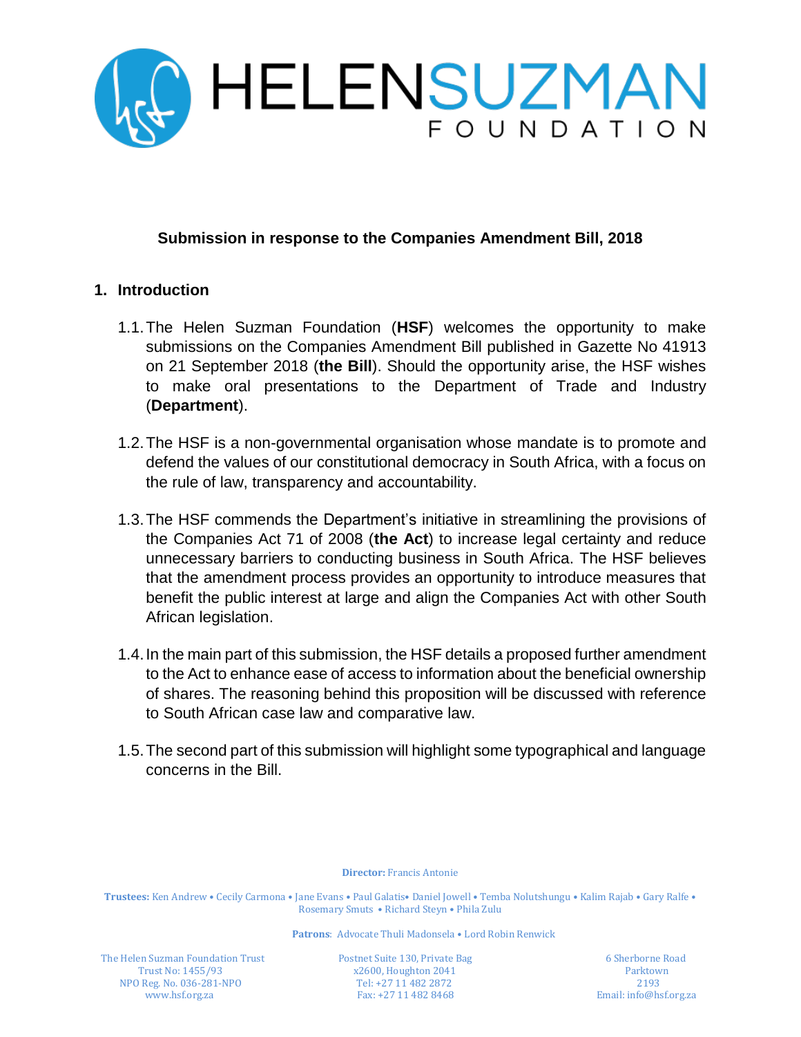# Submission in response to the Companies Amendment Bill, 2018

## 1. Introduction

1.1. The Helen Suzman Foundation (**HSF**) welcomes the opportunity to make submissions on the Companies Amendment Bill published in Gazette No 41913 on 21 September 2018 (**the Bill**). Should the opportunity arise, the HSF wishes to make oral presentations to the Department of Trade and Industry (**Department**).

1.2. The HSF is a non-governmental organisation whose mandate is to promote and defend the values of our constitutional democracy in South Africa, with a focus on the rule of law, transparency and accountability.

1.3. The HSF commends the Department's initiative in streamlining the provisions of the Companies Act 71 of 2008 (**the Act**) to increase legal certainty and reduce unnecessary barriers to conducting business in South Africa. The HSF believes that the amendment process provides an opportunity to introduce measures that benefit the public interest at large and align the Companies Act with other South African legislation.

1.4. In the main part of this submission, the HSF details a proposed further amendment to the Act to enhance ease of access to information about the beneficial ownership of shares. The reasoning behind this proposition will be discussed with reference to South African case law and comparative law.

1.5. The second part of this submission will highlight some typographical and language concerns in the Bill.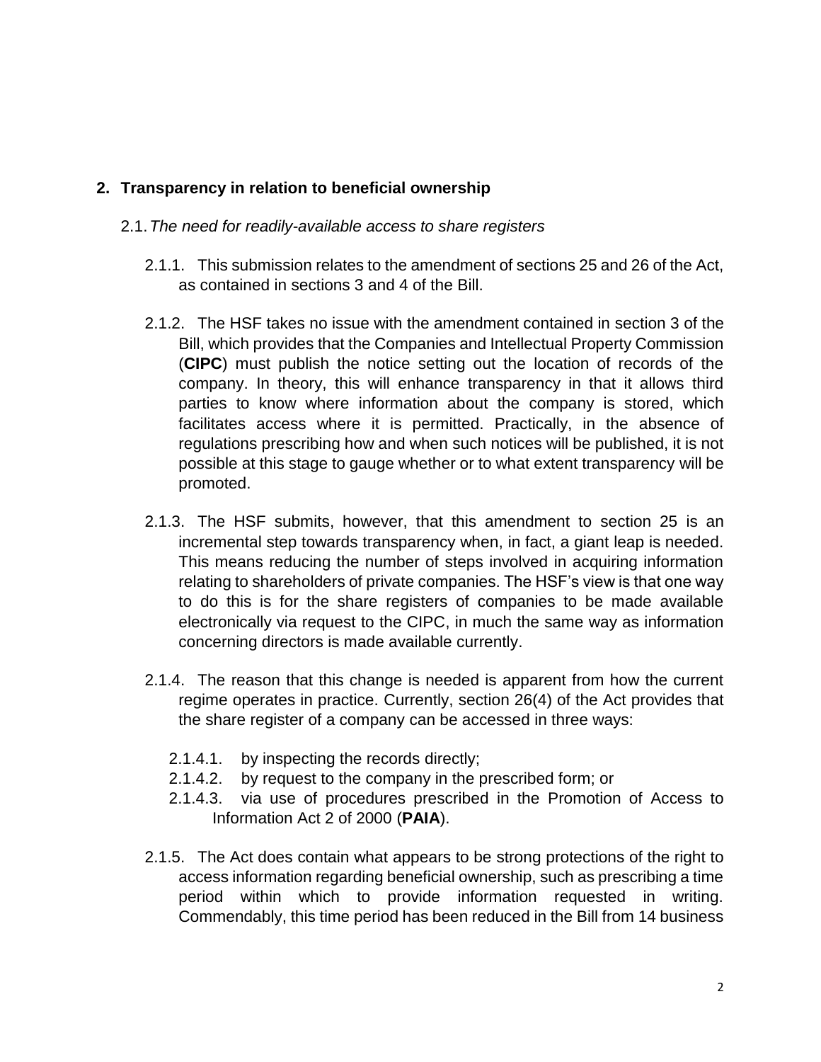## 2. Transparency in relation to beneficial ownership

2.1. *The need for readily-available access to share registers*

2.1.1. This submission relates to the amendment of sections 25 and 26 of the Act, as contained in sections 3 and 4 of the Bill.

2.1.2. The HSF takes no issue with the amendment contained in section 3 of the Bill, which provides that the Companies and Intellectual Property Commission (**CIPC**) must publish the notice setting out the location of records of the company. In theory, this will enhance transparency in that it allows third parties to know where information about the company is stored, which facilitates access where it is permitted. Practically, in the absence of regulations prescribing how and when such notices will be published, it is not possible at this stage to gauge whether or to what extent transparency will be promoted.

2.1.3. The HSF submits, however, that this amendment to section 25 is an incremental step towards transparency when, in fact, a giant leap is needed. This means reducing the number of steps involved in acquiring information relating to shareholders of private companies. The HSF's view is that one way to do this is for the share registers of companies to be made available electronically via request to the CIPC, in much the same way as information concerning directors is made available currently.

2.1.4. The reason that this change is needed is apparent from how the current regime operates in practice. Currently, section 26(4) of the Act provides that the share register of a company can be accessed in three ways:

2.1.4.1. by inspecting the records directly;
2.1.4.2. by request to the company in the prescribed form; or
2.1.4.3. via use of procedures prescribed in the Promotion of Access to Information Act 2 of 2000 (**PAIA**).

2.1.5. The Act does contain what appears to be strong protections of the right to access information regarding beneficial ownership, such as prescribing a time period within which to provide information requested in writing. Commendably, this time period has been reduced in the Bill from 14 business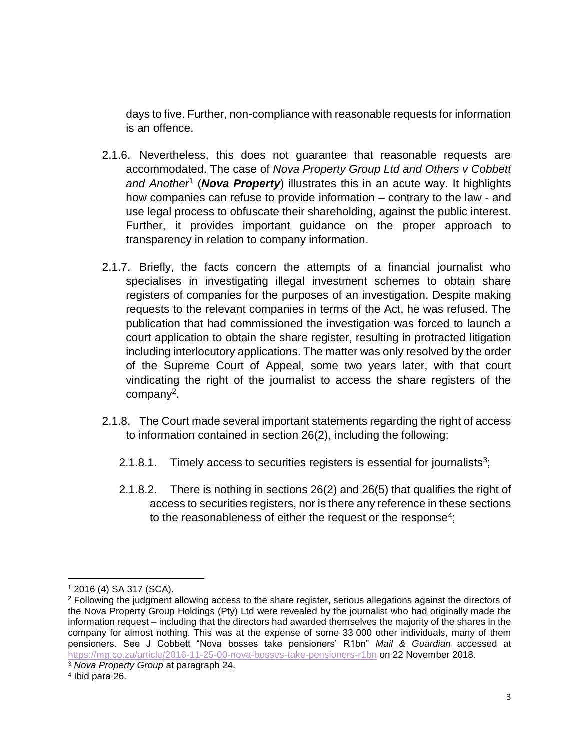days to five. Further, non-compliance with reasonable requests for information is an offence.

2.1.6. Nevertheless, this does not guarantee that reasonable requests are accommodated. The case of *Nova Property Group Ltd and Others v Cobbett and Another*[1] (***Nova Property***) illustrates this in an acute way. It highlights how companies can refuse to provide information – contrary to the law - and use legal process to obfuscate their shareholding, against the public interest. Further, it provides important guidance on the proper approach to transparency in relation to company information.

2.1.7. Briefly, the facts concern the attempts of a financial journalist who specialises in investigating illegal investment schemes to obtain share registers of companies for the purposes of an investigation. Despite making requests to the relevant companies in terms of the Act, he was refused. The publication that had commissioned the investigation was forced to launch a court application to obtain the share register, resulting in protracted litigation including interlocutory applications. The matter was only resolved by the order of the Supreme Court of Appeal, some two years later, with that court vindicating the right of the journalist to access the share registers of the company[2].

2.1.8. The Court made several important statements regarding the right of access to information contained in section 26(2), including the following:

2.1.8.1. Timely access to securities registers is essential for journalists[3];

2.1.8.2. There is nothing in sections 26(2) and 26(5) that qualifies the right of access to securities registers, nor is there any reference in these sections to the reasonableness of either the request or the response[4];

---

[1] 2016 (4) SA 317 (SCA).

[2] Following the judgment allowing access to the share register, serious allegations against the directors of the Nova Property Group Holdings (Pty) Ltd were revealed by the journalist who had originally made the information request – including that the directors had awarded themselves the majority of the shares in the company for almost nothing. This was at the expense of some 33 000 other individuals, many of them pensioners. See J Cobbett "Nova bosses take pensioners' R1bn" *Mail & Guardian* accessed at https://mg.co.za/article/2016-11-25-00-nova-bosses-take-pensioners-r1bn on 22 November 2018.

[3] *Nova Property Group* at paragraph 24.

[4] Ibid para 26.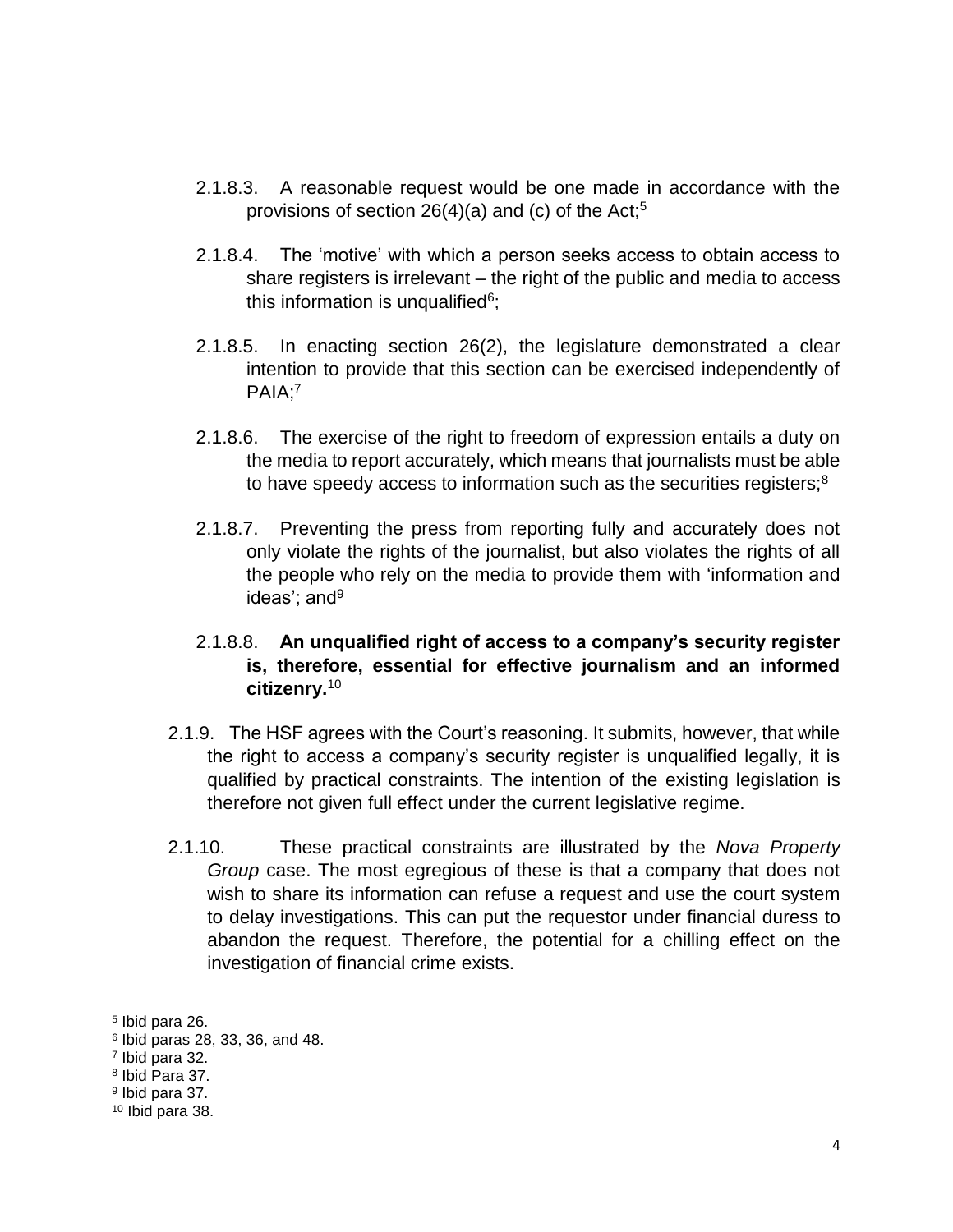2.1.8.3. A reasonable request would be one made in accordance with the provisions of section 26(4)(a) and (c) of the Act;[5]

2.1.8.4. The 'motive' with which a person seeks access to obtain access to share registers is irrelevant – the right of the public and media to access this information is unqualified[6];

2.1.8.5. In enacting section 26(2), the legislature demonstrated a clear intention to provide that this section can be exercised independently of PAIA;[7]

2.1.8.6. The exercise of the right to freedom of expression entails a duty on the media to report accurately, which means that journalists must be able to have speedy access to information such as the securities registers;[8]

2.1.8.7. Preventing the press from reporting fully and accurately does not only violate the rights of the journalist, but also violates the rights of all the people who rely on the media to provide them with 'information and ideas'; and[9]

2.1.8.8. **An unqualified right of access to a company's security register is, therefore, essential for effective journalism and an informed citizenry.**[10]

2.1.9. The HSF agrees with the Court's reasoning. It submits, however, that while the right to access a company's security register is unqualified legally, it is qualified by practical constraints. The intention of the existing legislation is therefore not given full effect under the current legislative regime.

2.1.10. These practical constraints are illustrated by the *Nova Property Group* case. The most egregious of these is that a company that does not wish to share its information can refuse a request and use the court system to delay investigations. This can put the requestor under financial duress to abandon the request. Therefore, the potential for a chilling effect on the investigation of financial crime exists.

---

[5] Ibid para 26.

[6] Ibid paras 28, 33, 36, and 48.

[7] Ibid para 32.

[8] Ibid Para 37.

[9] Ibid para 37.

[10] Ibid para 38.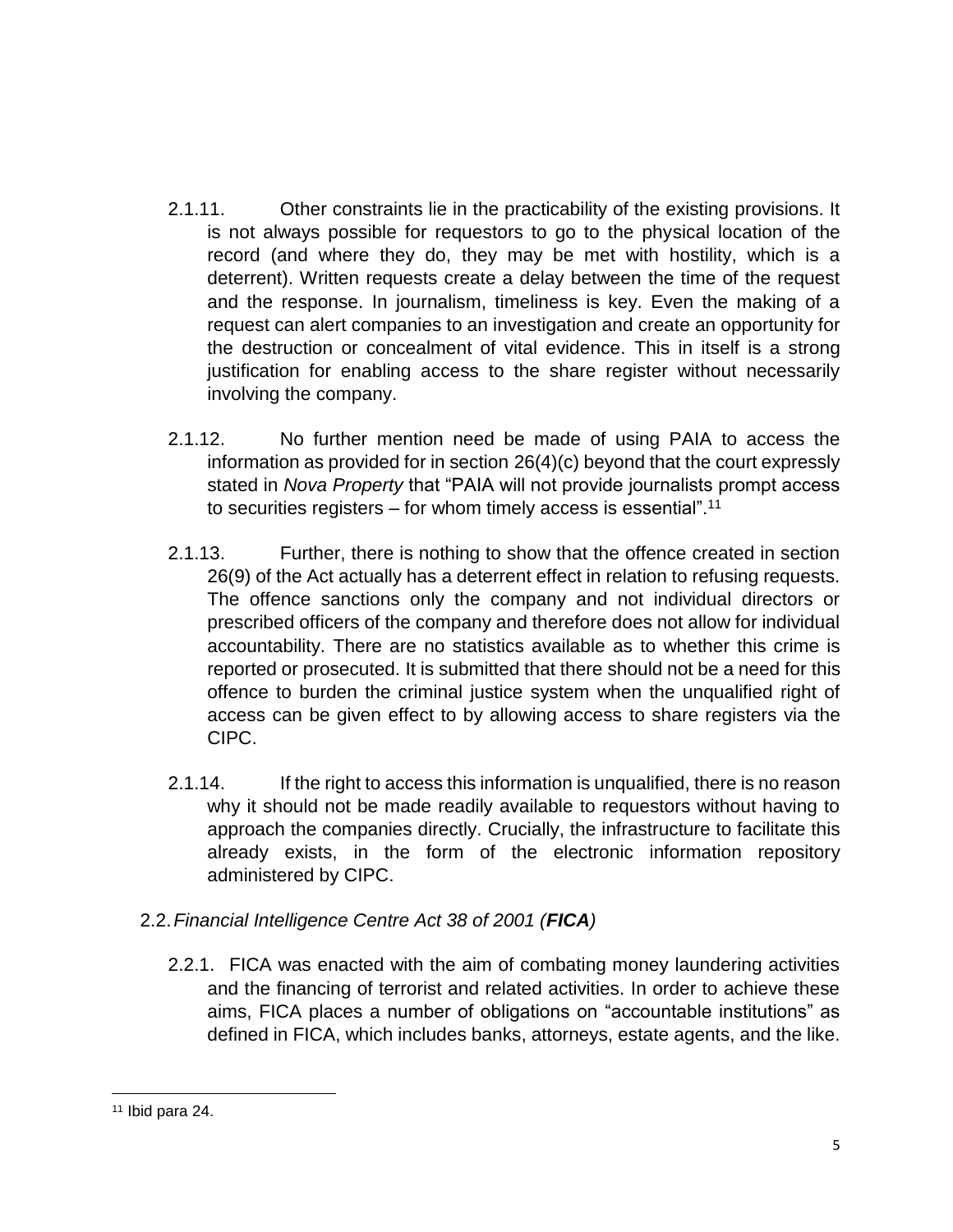2.1.11. Other constraints lie in the practicability of the existing provisions. It is not always possible for requestors to go to the physical location of the record (and where they do, they may be met with hostility, which is a deterrent). Written requests create a delay between the time of the request and the response. In journalism, timeliness is key. Even the making of a request can alert companies to an investigation and create an opportunity for the destruction or concealment of vital evidence. This in itself is a strong justification for enabling access to the share register without necessarily involving the company.

2.1.12. No further mention need be made of using PAIA to access the information as provided for in section 26(4)(c) beyond that the court expressly stated in *Nova Property* that "PAIA will not provide journalists prompt access to securities registers – for whom timely access is essential".[11]

2.1.13. Further, there is nothing to show that the offence created in section 26(9) of the Act actually has a deterrent effect in relation to refusing requests. The offence sanctions only the company and not individual directors or prescribed officers of the company and therefore does not allow for individual accountability. There are no statistics available as to whether this crime is reported or prosecuted. It is submitted that there should not be a need for this offence to burden the criminal justice system when the unqualified right of access can be given effect to by allowing access to share registers via the CIPC.

2.1.14. If the right to access this information is unqualified, there is no reason why it should not be made readily available to requestors without having to approach the companies directly. Crucially, the infrastructure to facilitate this already exists, in the form of the electronic information repository administered by CIPC.

2.2. *Financial Intelligence Centre Act 38 of 2001 (**FICA**)*

2.2.1. FICA was enacted with the aim of combating money laundering activities and the financing of terrorist and related activities. In order to achieve these aims, FICA places a number of obligations on "accountable institutions" as defined in FICA, which includes banks, attorneys, estate agents, and the like.

[11] Ibid para 24.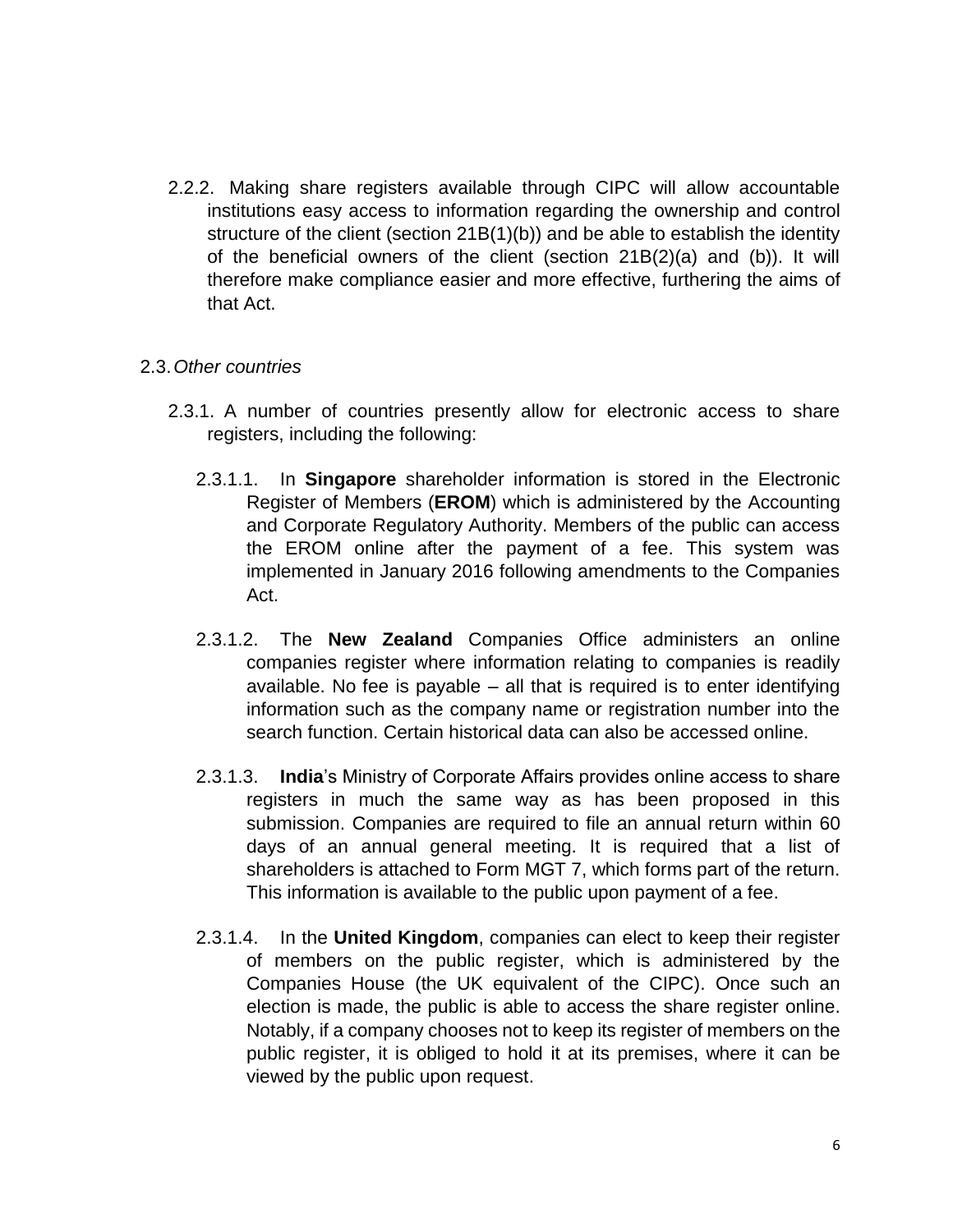2.2.2. Making share registers available through CIPC will allow accountable institutions easy access to information regarding the ownership and control structure of the client (section 21B(1)(b)) and be able to establish the identity of the beneficial owners of the client (section 21B(2)(a) and (b)). It will therefore make compliance easier and more effective, furthering the aims of that Act.

2.3. *Other countries*

2.3.1. A number of countries presently allow for electronic access to share registers, including the following:

2.3.1.1. In **Singapore** shareholder information is stored in the Electronic Register of Members (**EROM**) which is administered by the Accounting and Corporate Regulatory Authority. Members of the public can access the EROM online after the payment of a fee. This system was implemented in January 2016 following amendments to the Companies Act.

2.3.1.2. The **New Zealand** Companies Office administers an online companies register where information relating to companies is readily available. No fee is payable – all that is required is to enter identifying information such as the company name or registration number into the search function. Certain historical data can also be accessed online.

2.3.1.3. **India**'s Ministry of Corporate Affairs provides online access to share registers in much the same way as has been proposed in this submission. Companies are required to file an annual return within 60 days of an annual general meeting. It is required that a list of shareholders is attached to Form MGT 7, which forms part of the return. This information is available to the public upon payment of a fee.

2.3.1.4. In the **United Kingdom**, companies can elect to keep their register of members on the public register, which is administered by the Companies House (the UK equivalent of the CIPC). Once such an election is made, the public is able to access the share register online. Notably, if a company chooses not to keep its register of members on the public register, it is obliged to hold it at its premises, where it can be viewed by the public upon request.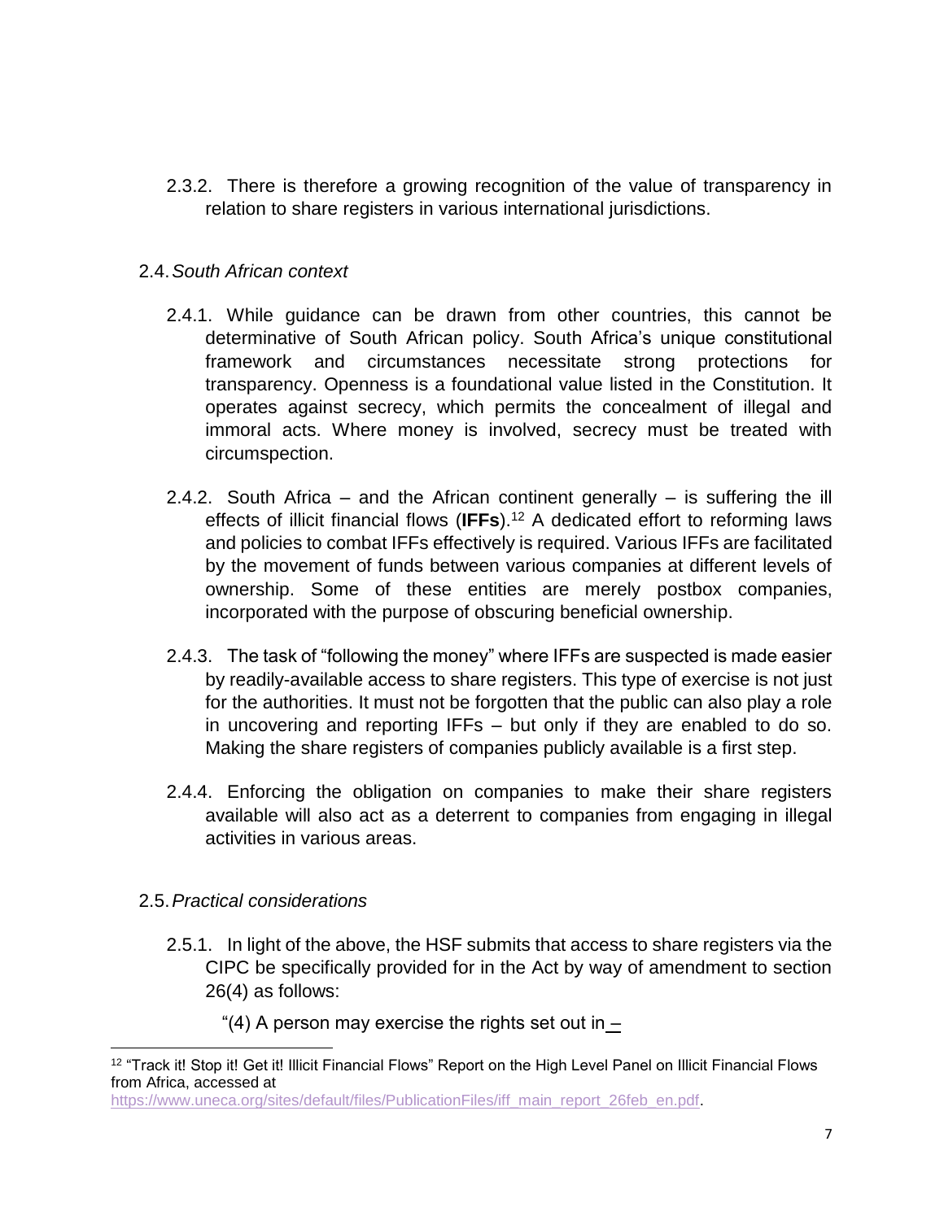2.3.2. There is therefore a growing recognition of the value of transparency in relation to share registers in various international jurisdictions.

2.4. *South African context*

2.4.1. While guidance can be drawn from other countries, this cannot be determinative of South African policy. South Africa's unique constitutional framework and circumstances necessitate strong protections for transparency. Openness is a foundational value listed in the Constitution. It operates against secrecy, which permits the concealment of illegal and immoral acts. Where money is involved, secrecy must be treated with circumspection.

2.4.2. South Africa – and the African continent generally – is suffering the ill effects of illicit financial flows (**IFFs**).[12] A dedicated effort to reforming laws and policies to combat IFFs effectively is required. Various IFFs are facilitated by the movement of funds between various companies at different levels of ownership. Some of these entities are merely postbox companies, incorporated with the purpose of obscuring beneficial ownership.

2.4.3. The task of "following the money" where IFFs are suspected is made easier by readily-available access to share registers. This type of exercise is not just for the authorities. It must not be forgotten that the public can also play a role in uncovering and reporting IFFs – but only if they are enabled to do so. Making the share registers of companies publicly available is a first step.

2.4.4. Enforcing the obligation on companies to make their share registers available will also act as a deterrent to companies from engaging in illegal activities in various areas.

2.5. *Practical considerations*

2.5.1. In light of the above, the HSF submits that access to share registers via the CIPC be specifically provided for in the Act by way of amendment to section 26(4) as follows:

"(4) A person may exercise the rights set out in –

[12] "Track it! Stop it! Get it! Illicit Financial Flows" Report on the High Level Panel on Illicit Financial Flows from Africa, accessed at https://www.uneca.org/sites/default/files/PublicationFiles/iff_main_report_26feb_en.pdf.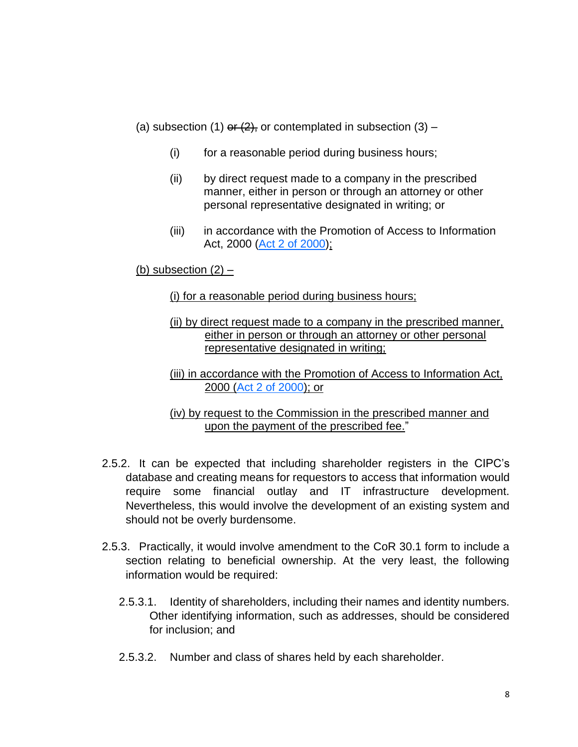(a) subsection (1) ~~or (2),~~ or contemplated in subsection (3) –

(i) for a reasonable period during business hours;

(ii) by direct request made to a company in the prescribed manner, either in person or through an attorney or other personal representative designated in writing; or

(iii) in accordance with the Promotion of Access to Information Act, 2000 (Act 2 of 2000)<u>;</u>

<u>(b) subsection (2) –</u>

<u>(i) for a reasonable period during business hours;</u>

<u>(ii) by direct request made to a company in the prescribed manner, either in person or through an attorney or other personal representative designated in writing;</u>

<u>(iii) in accordance with the Promotion of Access to Information Act, 2000 (Act 2 of 2000); or</u>

<u>(iv) by request to the Commission in the prescribed manner and upon the payment of the prescribed fee.</u>"

2.5.2. It can be expected that including shareholder registers in the CIPC's database and creating means for requestors to access that information would require some financial outlay and IT infrastructure development. Nevertheless, this would involve the development of an existing system and should not be overly burdensome.

2.5.3. Practically, it would involve amendment to the CoR 30.1 form to include a section relating to beneficial ownership. At the very least, the following information would be required:

2.5.3.1. Identity of shareholders, including their names and identity numbers. Other identifying information, such as addresses, should be considered for inclusion; and

2.5.3.2. Number and class of shares held by each shareholder.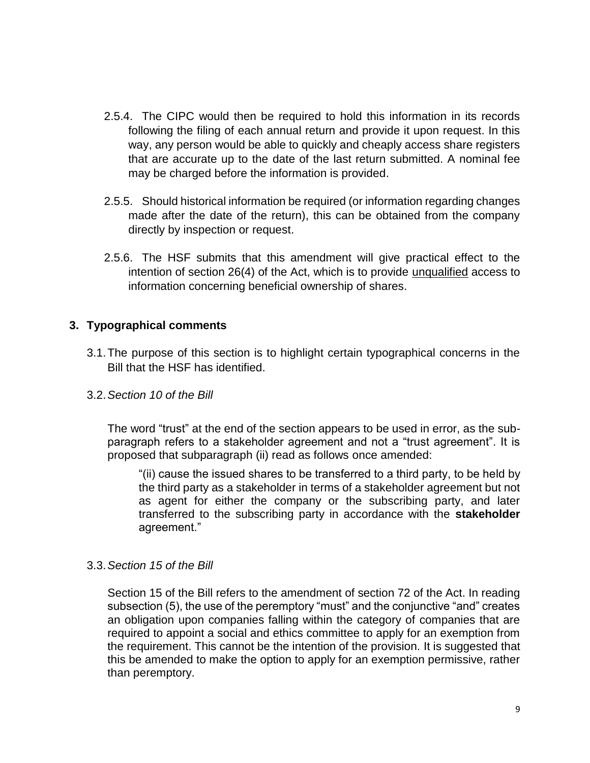2.5.4. The CIPC would then be required to hold this information in its records following the filing of each annual return and provide it upon request. In this way, any person would be able to quickly and cheaply access share registers that are accurate up to the date of the last return submitted. A nominal fee may be charged before the information is provided.

2.5.5. Should historical information be required (or information regarding changes made after the date of the return), this can be obtained from the company directly by inspection or request.

2.5.6. The HSF submits that this amendment will give practical effect to the intention of section 26(4) of the Act, which is to provide <u>unqualified</u> access to information concerning beneficial ownership of shares.

## 3. Typographical comments

3.1. The purpose of this section is to highlight certain typographical concerns in the Bill that the HSF has identified.

3.2. *Section 10 of the Bill*

The word "trust" at the end of the section appears to be used in error, as the sub-paragraph refers to a stakeholder agreement and not a "trust agreement". It is proposed that subparagraph (ii) read as follows once amended:

> "(ii) cause the issued shares to be transferred to a third party, to be held by the third party as a stakeholder in terms of a stakeholder agreement but not as agent for either the company or the subscribing party, and later transferred to the subscribing party in accordance with the **stakeholder** agreement."

3.3. *Section 15 of the Bill*

Section 15 of the Bill refers to the amendment of section 72 of the Act. In reading subsection (5), the use of the peremptory "must" and the conjunctive "and" creates an obligation upon companies falling within the category of companies that are required to appoint a social and ethics committee to apply for an exemption from the requirement. This cannot be the intention of the provision. It is suggested that this be amended to make the option to apply for an exemption permissive, rather than peremptory.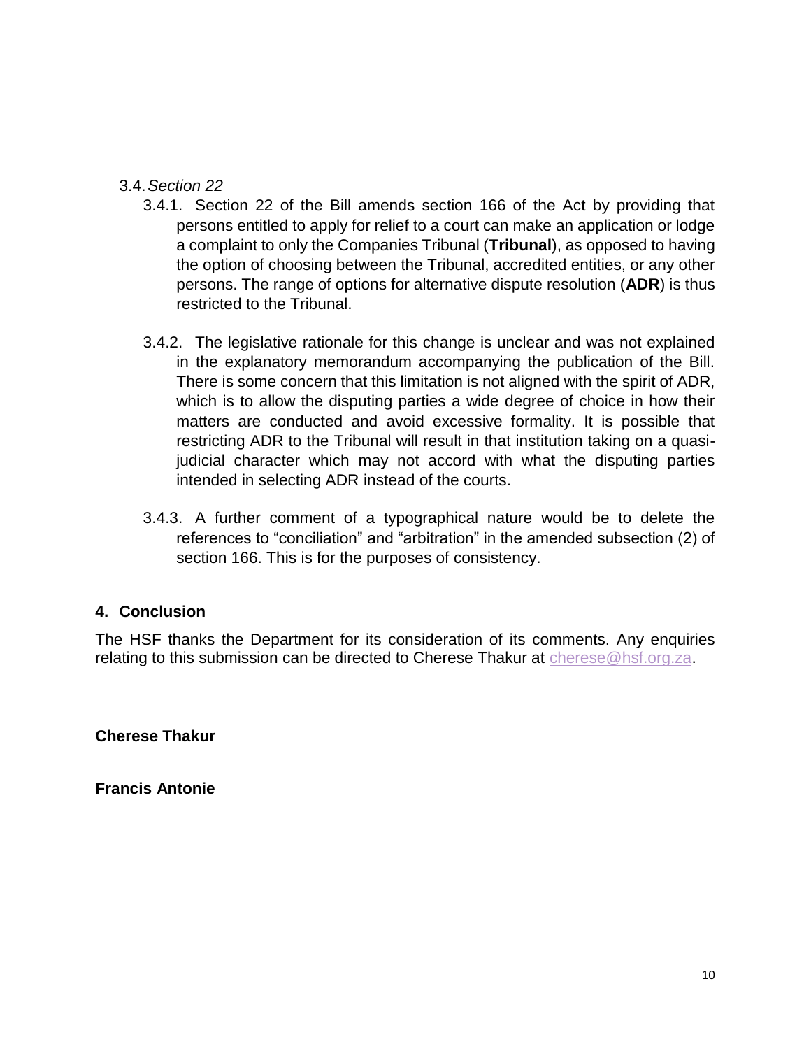3.4. *Section 22*

3.4.1. Section 22 of the Bill amends section 166 of the Act by providing that persons entitled to apply for relief to a court can make an application or lodge a complaint to only the Companies Tribunal (**Tribunal**), as opposed to having the option of choosing between the Tribunal, accredited entities, or any other persons. The range of options for alternative dispute resolution (**ADR**) is thus restricted to the Tribunal.

3.4.2. The legislative rationale for this change is unclear and was not explained in the explanatory memorandum accompanying the publication of the Bill. There is some concern that this limitation is not aligned with the spirit of ADR, which is to allow the disputing parties a wide degree of choice in how their matters are conducted and avoid excessive formality. It is possible that restricting ADR to the Tribunal will result in that institution taking on a quasi-judicial character which may not accord with what the disputing parties intended in selecting ADR instead of the courts.

3.4.3. A further comment of a typographical nature would be to delete the references to "conciliation" and "arbitration" in the amended subsection (2) of section 166. This is for the purposes of consistency.

## 4. Conclusion

The HSF thanks the Department for its consideration of its comments. Any enquiries relating to this submission can be directed to Cherese Thakur at cherese@hsf.org.za.

**Cherese Thakur**

**Francis Antonie**